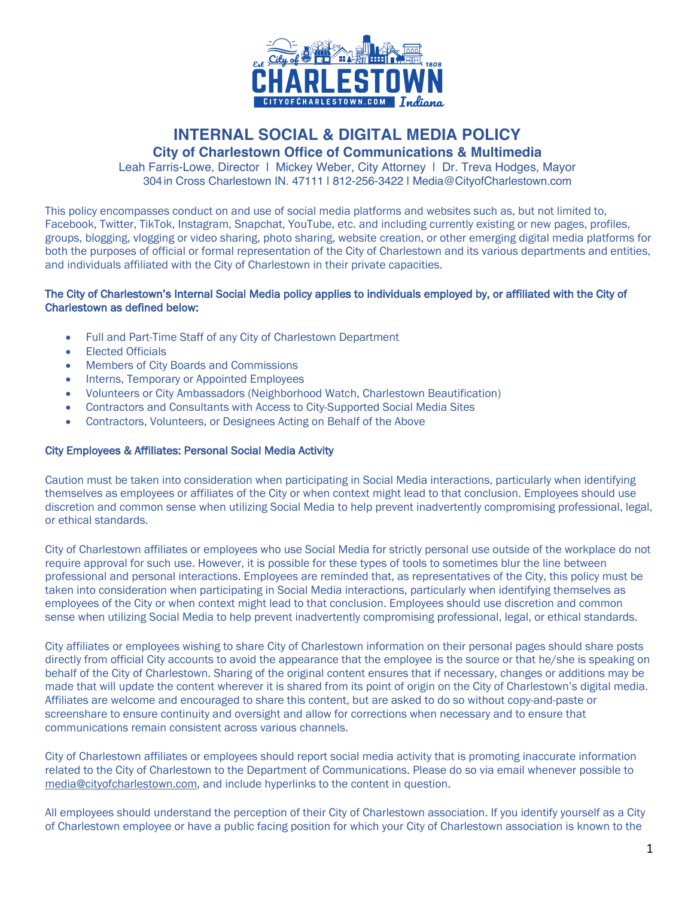# INTERNAL SOCIAL & DIGITAL MEDIA POLICY

## City of Charlestown Office of Communications & Multimedia

Leah Farris-Lowe, Director l Mickey Weber, City Attorney l Dr. Treva Hodges, Mayor
304 in Cross Charlestown IN. 47111 l 812-256-3422 l Media@CityofCharlestown.com

This policy encompasses conduct on and use of social media platforms and websites such as, but not limited to, Facebook, Twitter, TikTok, Instagram, Snapchat, YouTube, etc. and including currently existing or new pages, profiles, groups, blogging, vlogging or video sharing, photo sharing, website creation, or other emerging digital media platforms for both the purposes of official or formal representation of the City of Charlestown and its various departments and entities, and individuals affiliated with the City of Charlestown in their private capacities.

**The City of Charlestown's Internal Social Media policy applies to individuals employed by, or affiliated with the City of Charlestown as defined below:**

- Full and Part-Time Staff of any City of Charlestown Department
- Elected Officials
- Members of City Boards and Commissions
- Interns, Temporary or Appointed Employees
- Volunteers or City Ambassadors (Neighborhood Watch, Charlestown Beautification)
- Contractors and Consultants with Access to City-Supported Social Media Sites
- Contractors, Volunteers, or Designees Acting on Behalf of the Above

**City Employees & Affiliates: Personal Social Media Activity**

Caution must be taken into consideration when participating in Social Media interactions, particularly when identifying themselves as employees or affiliates of the City or when context might lead to that conclusion. Employees should use discretion and common sense when utilizing Social Media to help prevent inadvertently compromising professional, legal, or ethical standards.

City of Charlestown affiliates or employees who use Social Media for strictly personal use outside of the workplace do not require approval for such use. However, it is possible for these types of tools to sometimes blur the line between professional and personal interactions. Employees are reminded that, as representatives of the City, this policy must be taken into consideration when participating in Social Media interactions, particularly when identifying themselves as employees of the City or when context might lead to that conclusion. Employees should use discretion and common sense when utilizing Social Media to help prevent inadvertently compromising professional, legal, or ethical standards.

City affiliates or employees wishing to share City of Charlestown information on their personal pages should share posts directly from official City accounts to avoid the appearance that the employee is the source or that he/she is speaking on behalf of the City of Charlestown. Sharing of the original content ensures that if necessary, changes or additions may be made that will update the content wherever it is shared from its point of origin on the City of Charlestown's digital media. Affiliates are welcome and encouraged to share this content, but are asked to do so without copy-and-paste or screenshare to ensure continuity and oversight and allow for corrections when necessary and to ensure that communications remain consistent across various channels.

City of Charlestown affiliates or employees should report social media activity that is promoting inaccurate information related to the City of Charlestown to the Department of Communications. Please do so via email whenever possible to media@cityofcharlestown.com, and include hyperlinks to the content in question.

All employees should understand the perception of their City of Charlestown association. If you identify yourself as a City of Charlestown employee or have a public facing position for which your City of Charlestown association is known to the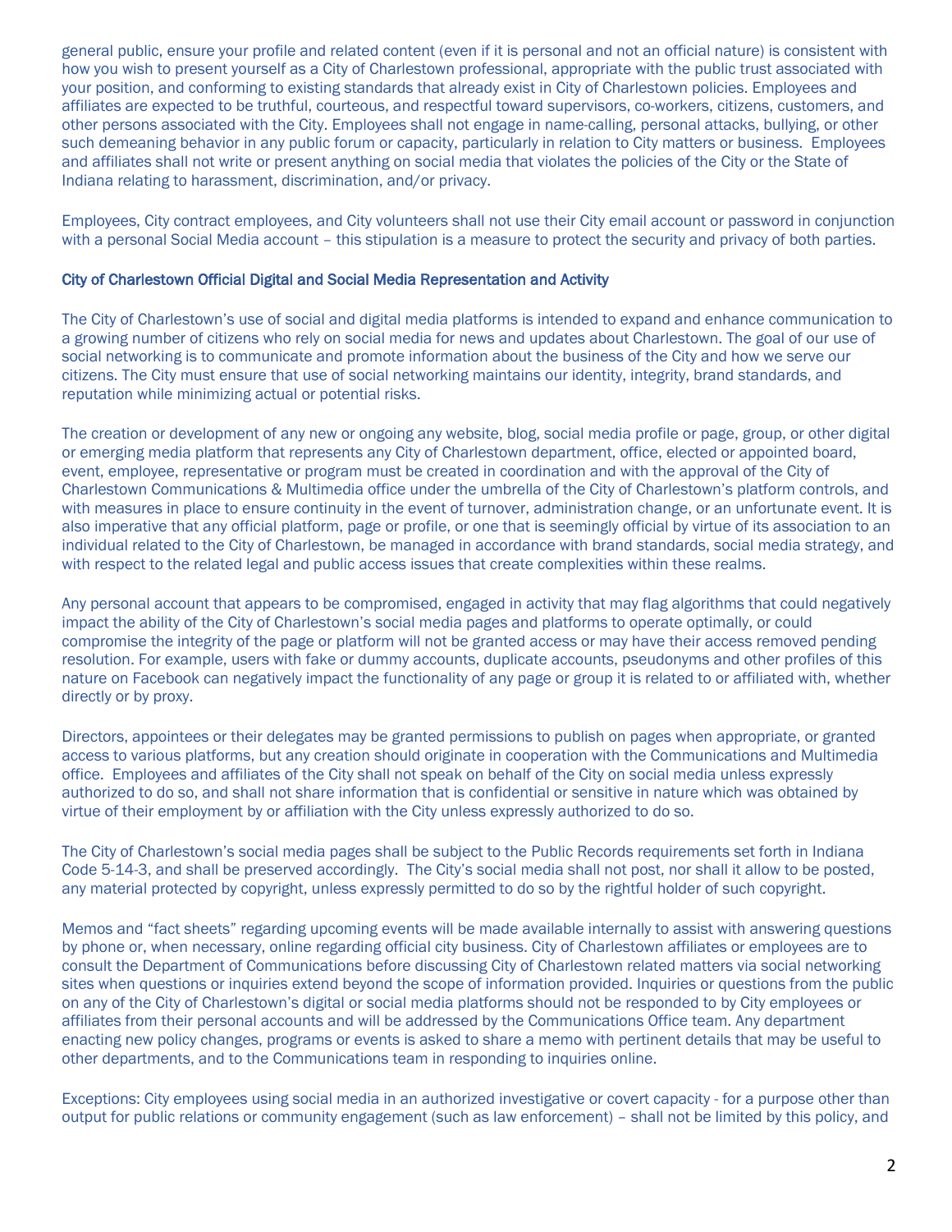general public, ensure your profile and related content (even if it is personal and not an official nature) is consistent with how you wish to present yourself as a City of Charlestown professional, appropriate with the public trust associated with your position, and conforming to existing standards that already exist in City of Charlestown policies. Employees and affiliates are expected to be truthful, courteous, and respectful toward supervisors, co-workers, citizens, customers, and other persons associated with the City. Employees shall not engage in name-calling, personal attacks, bullying, or other such demeaning behavior in any public forum or capacity, particularly in relation to City matters or business. Employees and affiliates shall not write or present anything on social media that violates the policies of the City or the State of Indiana relating to harassment, discrimination, and/or privacy.

Employees, City contract employees, and City volunteers shall not use their City email account or password in conjunction with a personal Social Media account – this stipulation is a measure to protect the security and privacy of both parties.

City of Charlestown Official Digital and Social Media Representation and Activity

The City of Charlestown's use of social and digital media platforms is intended to expand and enhance communication to a growing number of citizens who rely on social media for news and updates about Charlestown. The goal of our use of social networking is to communicate and promote information about the business of the City and how we serve our citizens. The City must ensure that use of social networking maintains our identity, integrity, brand standards, and reputation while minimizing actual or potential risks.

The creation or development of any new or ongoing any website, blog, social media profile or page, group, or other digital or emerging media platform that represents any City of Charlestown department, office, elected or appointed board, event, employee, representative or program must be created in coordination and with the approval of the City of Charlestown Communications & Multimedia office under the umbrella of the City of Charlestown's platform controls, and with measures in place to ensure continuity in the event of turnover, administration change, or an unfortunate event. It is also imperative that any official platform, page or profile, or one that is seemingly official by virtue of its association to an individual related to the City of Charlestown, be managed in accordance with brand standards, social media strategy, and with respect to the related legal and public access issues that create complexities within these realms.

Any personal account that appears to be compromised, engaged in activity that may flag algorithms that could negatively impact the ability of the City of Charlestown's social media pages and platforms to operate optimally, or could compromise the integrity of the page or platform will not be granted access or may have their access removed pending resolution. For example, users with fake or dummy accounts, duplicate accounts, pseudonyms and other profiles of this nature on Facebook can negatively impact the functionality of any page or group it is related to or affiliated with, whether directly or by proxy.

Directors, appointees or their delegates may be granted permissions to publish on pages when appropriate, or granted access to various platforms, but any creation should originate in cooperation with the Communications and Multimedia office. Employees and affiliates of the City shall not speak on behalf of the City on social media unless expressly authorized to do so, and shall not share information that is confidential or sensitive in nature which was obtained by virtue of their employment by or affiliation with the City unless expressly authorized to do so.

The City of Charlestown's social media pages shall be subject to the Public Records requirements set forth in Indiana Code 5-14-3, and shall be preserved accordingly. The City's social media shall not post, nor shall it allow to be posted, any material protected by copyright, unless expressly permitted to do so by the rightful holder of such copyright.

Memos and "fact sheets" regarding upcoming events will be made available internally to assist with answering questions by phone or, when necessary, online regarding official city business. City of Charlestown affiliates or employees are to consult the Department of Communications before discussing City of Charlestown related matters via social networking sites when questions or inquiries extend beyond the scope of information provided. Inquiries or questions from the public on any of the City of Charlestown's digital or social media platforms should not be responded to by City employees or affiliates from their personal accounts and will be addressed by the Communications Office team. Any department enacting new policy changes, programs or events is asked to share a memo with pertinent details that may be useful to other departments, and to the Communications team in responding to inquiries online.

Exceptions: City employees using social media in an authorized investigative or covert capacity - for a purpose other than output for public relations or community engagement (such as law enforcement) – shall not be limited by this policy, and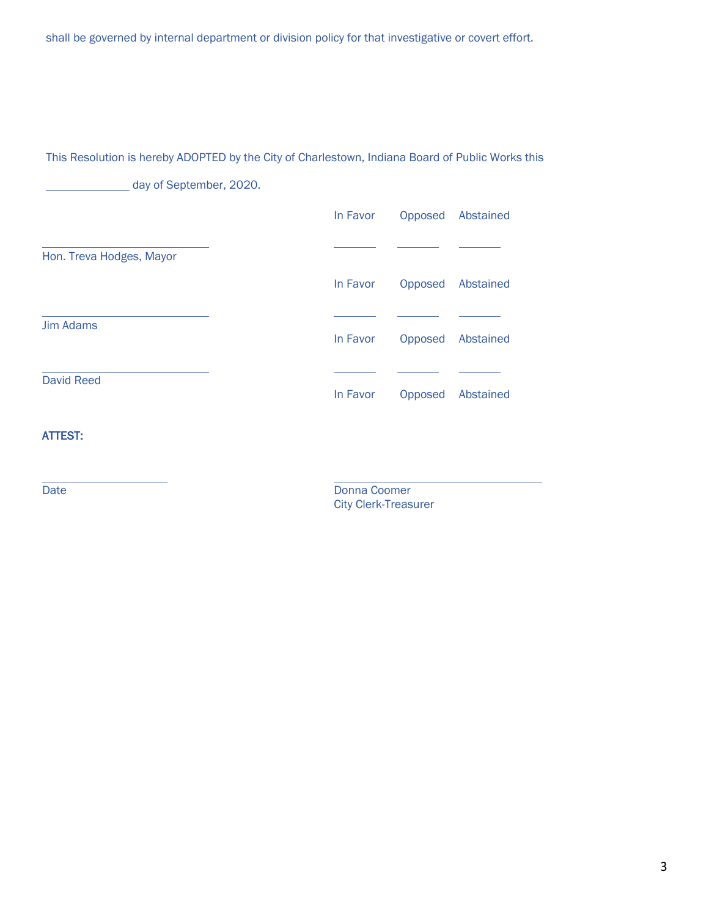shall be governed by internal department or division policy for that investigative or covert effort.

This Resolution is hereby ADOPTED by the City of Charlestown, Indiana Board of Public Works this

_____________ day of September, 2020.

| | In Favor | Opposed | Abstained |
|---|---|---|---|
| _________________________ Hon. Treva Hodges, Mayor | _______ | _______ | _______ |
| | In Favor | Opposed | Abstained |
| _________________________ Jim Adams | _______ | _______ | _______ |
| | In Favor | Opposed | Abstained |
| _________________________ David Reed | _______ | _______ | _______ |
| | In Favor | Opposed | Abstained |

**ATTEST:**

_____________________
Date

______________________________
Donna Coomer
City Clerk-Treasurer